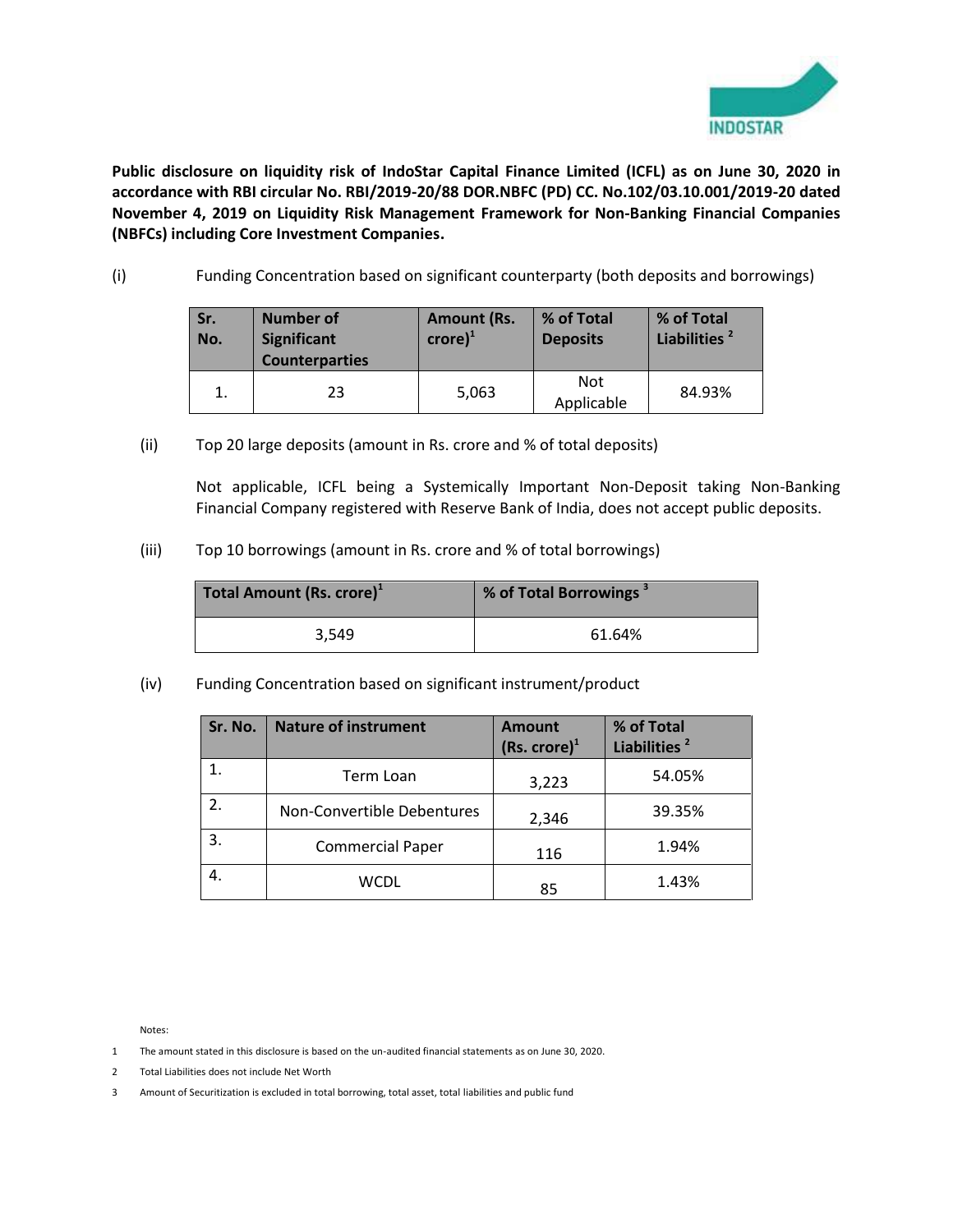**Public disclosure on liquidity risk of IndoStar Capital Finance Limited (ICFL) as on June 30, 2020 in accordance with RBI circular No. RBI/2019-20/88 DOR.NBFC (PD) CC. No.102/03.10.001/2019-20 dated November 4, 2019 on Liquidity Risk Management Framework for Non-Banking Financial Companies (NBFCs) including Core Investment Companies.**

(i) Funding Concentration based on significant counterparty (both deposits and borrowings)

| Sr. No. | Number of Significant Counterparties | Amount (Rs. crore)[1] | % of Total Deposits | % of Total Liabilities [2] |
|---|---|---|---|---|
| 1. | 23 | 5,063 | Not Applicable | 84.93% |

(ii) Top 20 large deposits (amount in Rs. crore and % of total deposits)

Not applicable, ICFL being a Systemically Important Non-Deposit taking Non-Banking Financial Company registered with Reserve Bank of India, does not accept public deposits.

(iii) Top 10 borrowings (amount in Rs. crore and % of total borrowings)

| Total Amount (Rs. crore)[1] | % of Total Borrowings [3] |
|---|---|
| 3,549 | 61.64% |

(iv) Funding Concentration based on significant instrument/product

| Sr. No. | Nature of instrument | Amount (Rs. crore)[1] | % of Total Liabilities [2] |
|---|---|---|---|
| 1. | Term Loan | 3,223 | 54.05% |
| 2. | Non-Convertible Debentures | 2,346 | 39.35% |
| 3. | Commercial Paper | 116 | 1.94% |
| 4. | WCDL | 85 | 1.43% |

Notes:

1 The amount stated in this disclosure is based on the un-audited financial statements as on June 30, 2020.

2 Total Liabilities does not include Net Worth

3 Amount of Securitization is excluded in total borrowing, total asset, total liabilities and public fund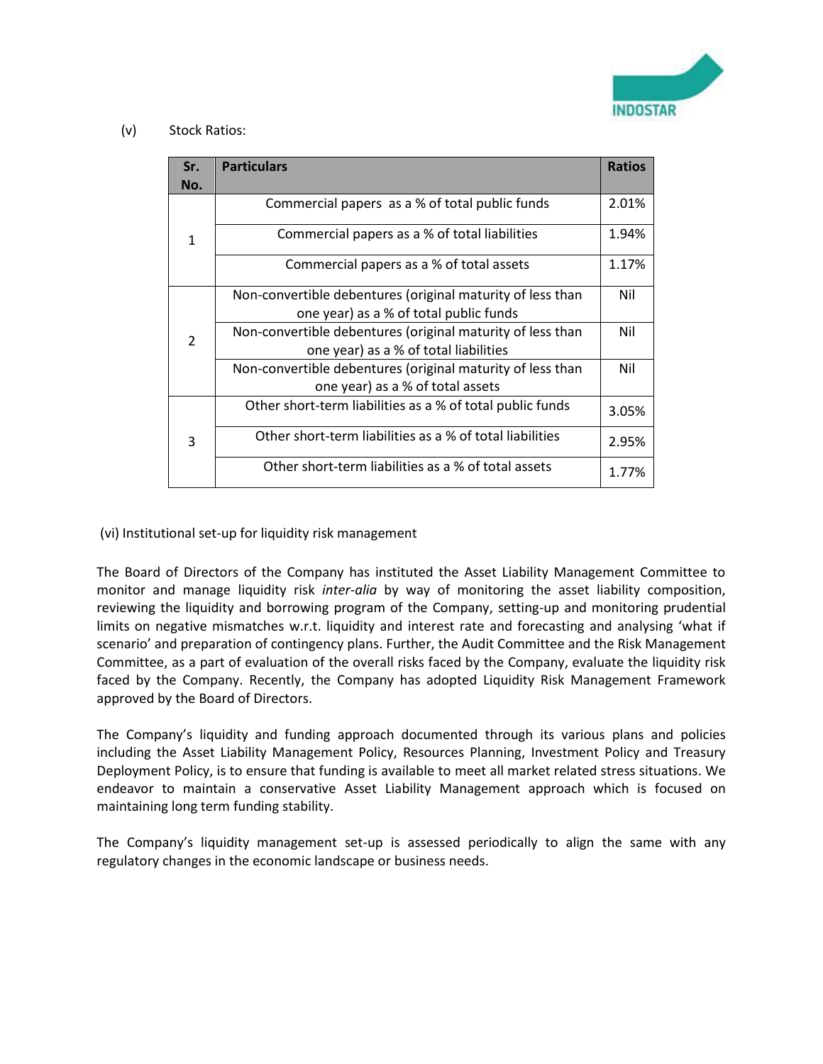(v) Stock Ratios:

| Sr. No. | Particulars | Ratios |
|---|---|---|
| 1 | Commercial papers as a % of total public funds | 2.01% |
| | Commercial papers as a % of total liabilities | 1.94% |
| | Commercial papers as a % of total assets | 1.17% |
| 2 | Non-convertible debentures (original maturity of less than one year) as a % of total public funds | Nil |
| | Non-convertible debentures (original maturity of less than one year) as a % of total liabilities | Nil |
| | Non-convertible debentures (original maturity of less than one year) as a % of total assets | Nil |
| 3 | Other short-term liabilities as a % of total public funds | 3.05% |
| | Other short-term liabilities as a % of total liabilities | 2.95% |
| | Other short-term liabilities as a % of total assets | 1.77% |

(vi) Institutional set-up for liquidity risk management

The Board of Directors of the Company has instituted the Asset Liability Management Committee to monitor and manage liquidity risk *inter-alia* by way of monitoring the asset liability composition, reviewing the liquidity and borrowing program of the Company, setting-up and monitoring prudential limits on negative mismatches w.r.t. liquidity and interest rate and forecasting and analysing 'what if scenario' and preparation of contingency plans. Further, the Audit Committee and the Risk Management Committee, as a part of evaluation of the overall risks faced by the Company, evaluate the liquidity risk faced by the Company. Recently, the Company has adopted Liquidity Risk Management Framework approved by the Board of Directors.

The Company's liquidity and funding approach documented through its various plans and policies including the Asset Liability Management Policy, Resources Planning, Investment Policy and Treasury Deployment Policy, is to ensure that funding is available to meet all market related stress situations. We endeavor to maintain a conservative Asset Liability Management approach which is focused on maintaining long term funding stability.

The Company's liquidity management set-up is assessed periodically to align the same with any regulatory changes in the economic landscape or business needs.